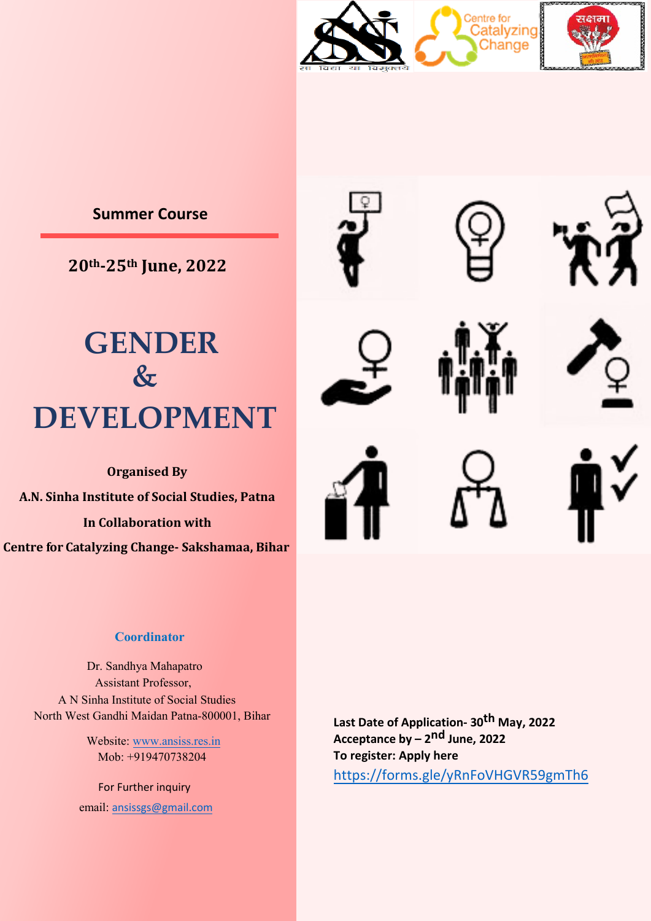**Summer Course**

**20th-25th June, 2022**

# GENDER & DEVELOPMENT

**Organised By**

**A.N. Sinha Institute of Social Studies, Patna**

**In Collaboration with**

**Centre for Catalyzing Change- Sakshamaa, Bihar**

**Coordinator**

Dr. Sandhya Mahapatro
Assistant Professor,
A N Sinha Institute of Social Studies
North West Gandhi Maidan Patna-800001, Bihar

Website: www.ansiss.res.in
Mob: +919470738204

For Further inquiry
email: ansissgs@gmail.com

**Last Date of Application- 30th May, 2022**
**Acceptance by – 2nd June, 2022**
**To register: Apply here**
https://forms.gle/yRnFoVHGVR59gmTh6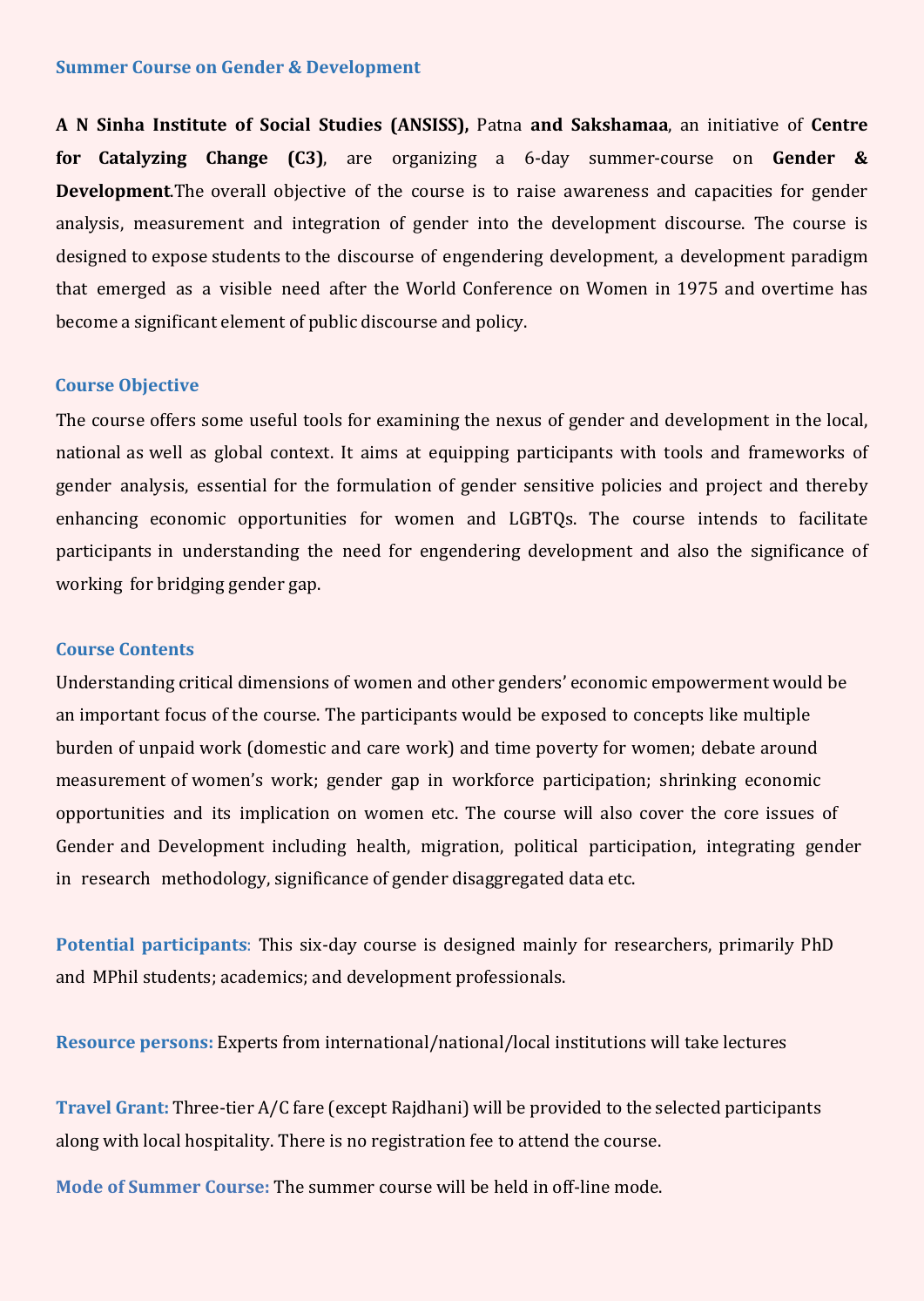## Summer Course on Gender & Development

**A N Sinha Institute of Social Studies (ANSISS),** Patna **and Sakshamaa**, an initiative of **Centre for Catalyzing Change (C3)**, are organizing a 6-day summer-course on **Gender & Development**.The overall objective of the course is to raise awareness and capacities for gender analysis, measurement and integration of gender into the development discourse. The course is designed to expose students to the discourse of engendering development, a development paradigm that emerged as a visible need after the World Conference on Women in 1975 and overtime has become a significant element of public discourse and policy.

### Course Objective

The course offers some useful tools for examining the nexus of gender and development in the local, national as well as global context. It aims at equipping participants with tools and frameworks of gender analysis, essential for the formulation of gender sensitive policies and project and thereby enhancing economic opportunities for women and LGBTQs. The course intends to facilitate participants in understanding the need for engendering development and also the significance of working for bridging gender gap.

### Course Contents

Understanding critical dimensions of women and other genders' economic empowerment would be an important focus of the course. The participants would be exposed to concepts like multiple burden of unpaid work (domestic and care work) and time poverty for women; debate around measurement of women's work; gender gap in workforce participation; shrinking economic opportunities and its implication on women etc. The course will also cover the core issues of Gender and Development including health, migration, political participation, integrating gender in research methodology, significance of gender disaggregated data etc.

**Potential participants**: This six-day course is designed mainly for researchers, primarily PhD and MPhil students; academics; and development professionals.

**Resource persons:** Experts from international/national/local institutions will take lectures

**Travel Grant:** Three-tier A/C fare (except Rajdhani) will be provided to the selected participants along with local hospitality. There is no registration fee to attend the course.

**Mode of Summer Course:** The summer course will be held in off-line mode.